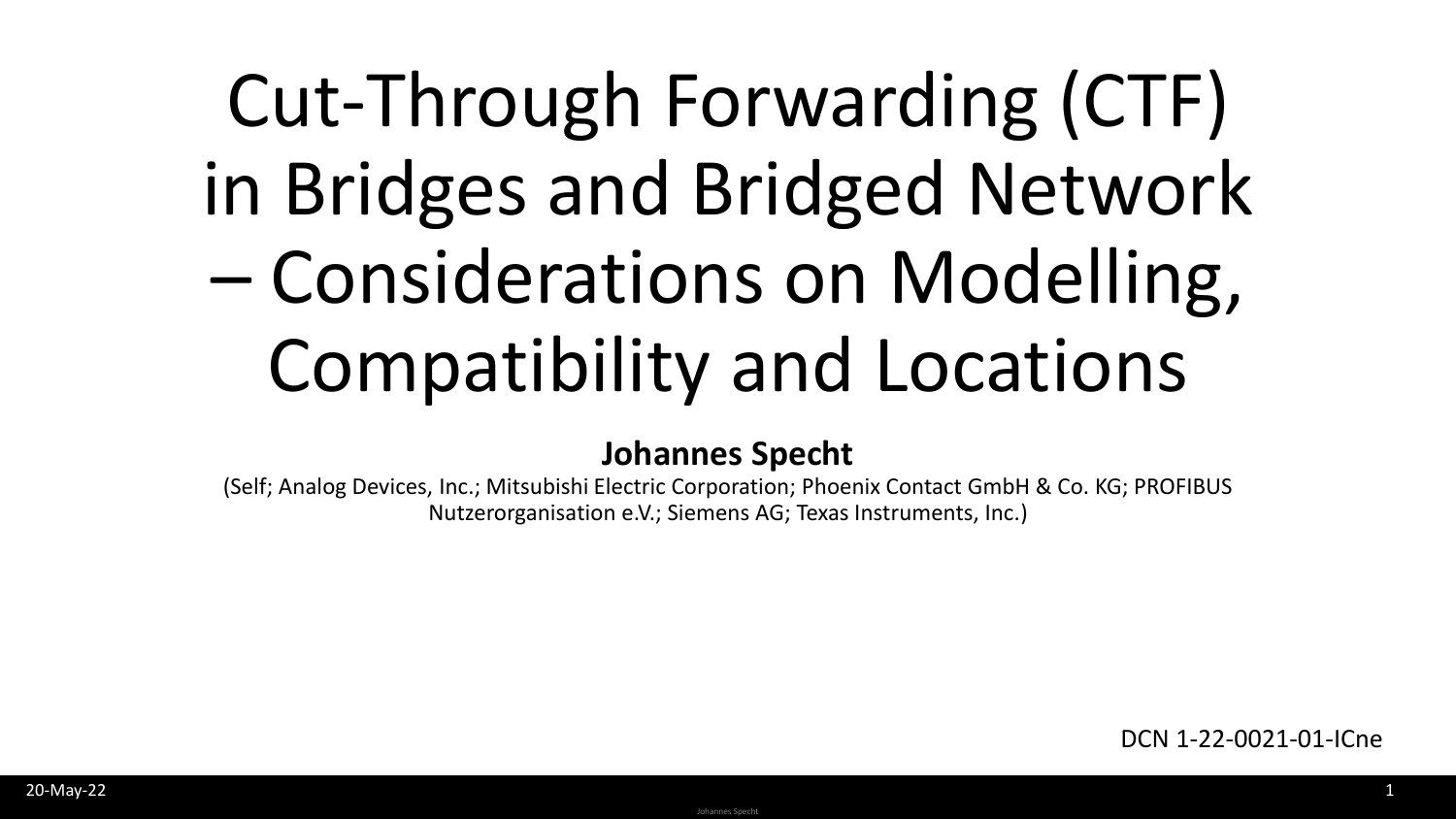# Cut-Through Forwarding (CTF) in Bridges and Bridged Network – Considerations on Modelling, Compatibility and Locations

**Johannes Specht**

(Self; Analog Devices, Inc.; Mitsubishi Electric Corporation; Phoenix Contact GmbH & Co. KG; PROFIBUS Nutzerorganisation e.V.; Siemens AG; Texas Instruments, Inc.)

DCN 1-22-0021-01-ICne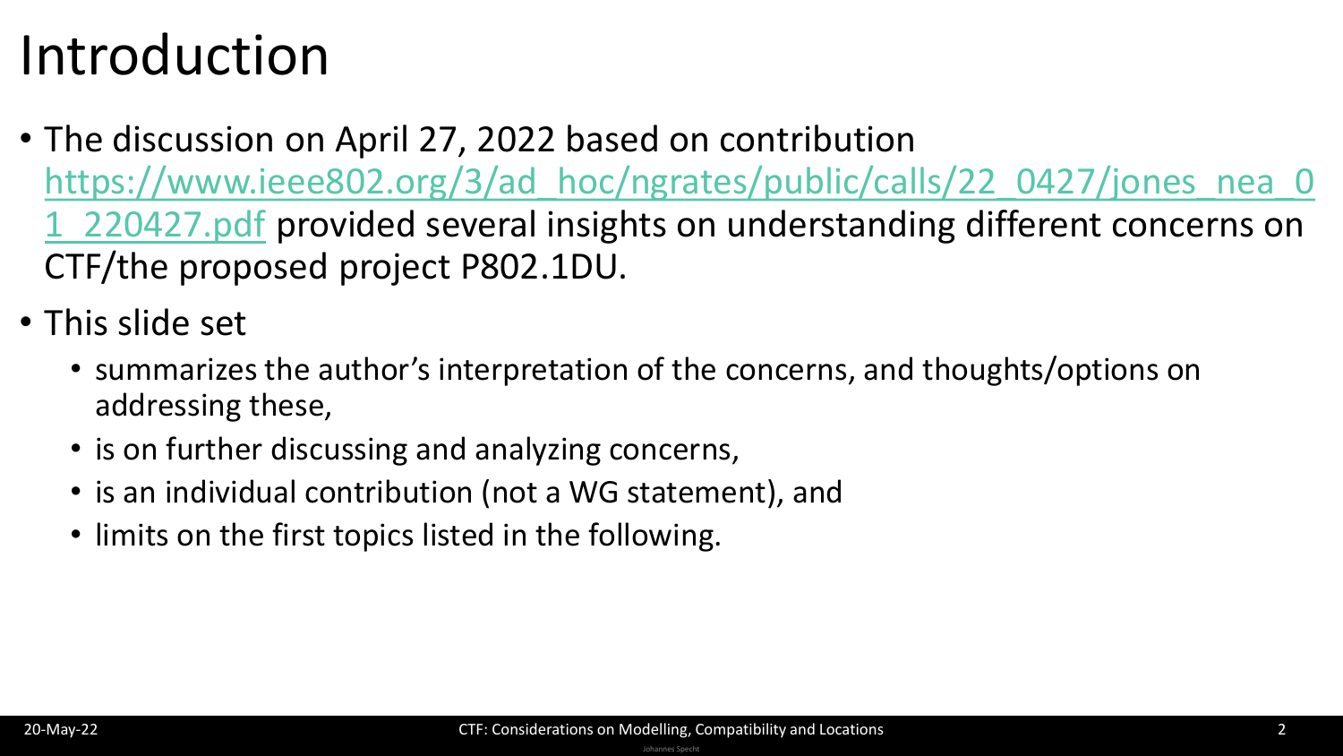# Introduction

- The discussion on April 27, 2022 based on contribution [https://www.ieee802.org/3/ad_hoc/ngrates/public/calls/22_0427/jones_nea_01_220427.pdf](https://www.ieee802.org/3/ad_hoc/ngrates/public/calls/22_0427/jones_nea_01_220427.pdf) provided several insights on understanding different concerns on CTF/the proposed project P802.1DU.
- This slide set
  - summarizes the author's interpretation of the concerns, and thoughts/options on addressing these,
  - is on further discussing and analyzing concerns,
  - is an individual contribution (not a WG statement), and
  - limits on the first topics listed in the following.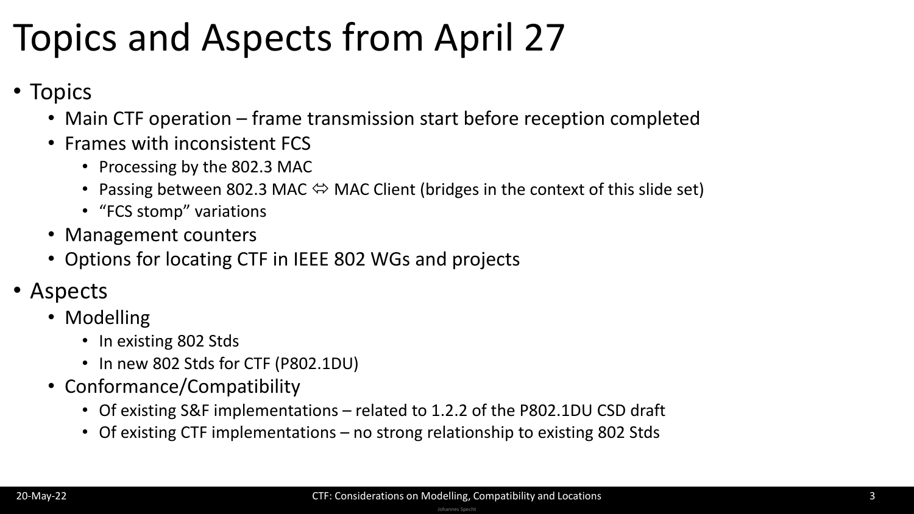# Topics and Aspects from April 27

- Topics
  - Main CTF operation – frame transmission start before reception completed
  - Frames with inconsistent FCS
    - Processing by the 802.3 MAC
    - Passing between 802.3 MAC ⇔ MAC Client (bridges in the context of this slide set)
    - "FCS stomp" variations
  - Management counters
  - Options for locating CTF in IEEE 802 WGs and projects
- Aspects
  - Modelling
    - In existing 802 Stds
    - In new 802 Stds for CTF (P802.1DU)
  - Conformance/Compatibility
    - Of existing S&F implementations – related to 1.2.2 of the P802.1DU CSD draft
    - Of existing CTF implementations – no strong relationship to existing 802 Stds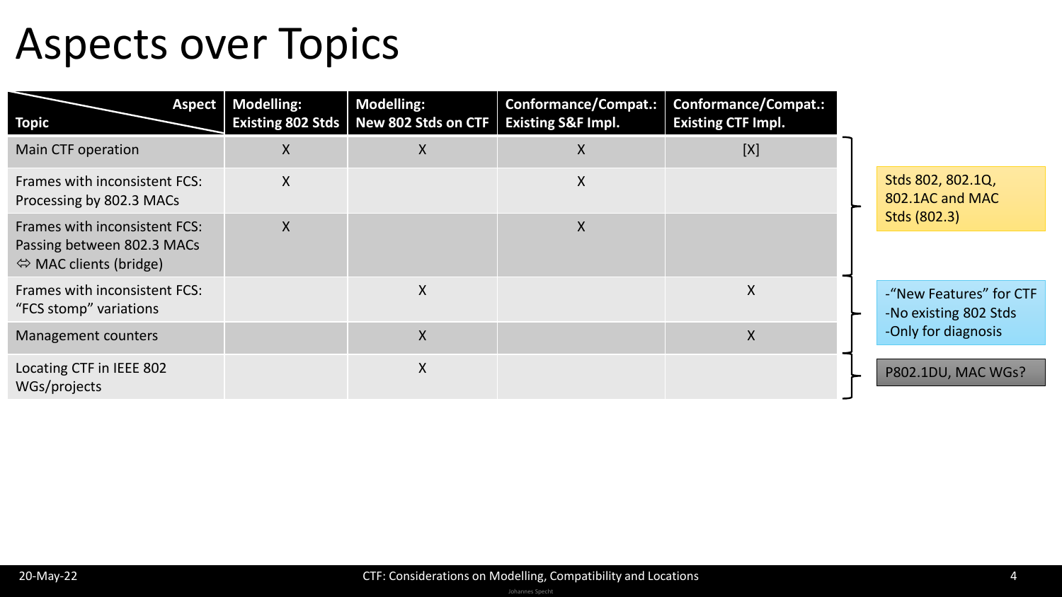# Aspects over Topics

| Topic \ Aspect | Modelling: Existing 802 Stds | Modelling: New 802 Stds on CTF | Conformance/Compat.: Existing S&F Impl. | Conformance/Compat.: Existing CTF Impl. |
|---|---|---|---|---|
| Main CTF operation | X | X | X | [X] |
| Frames with inconsistent FCS: Processing by 802.3 MACs | X | | X | |
| Frames with inconsistent FCS: Passing between 802.3 MACs ⇔ MAC clients (bridge) | X | | X | |
| Frames with inconsistent FCS: "FCS stomp" variations | | X | | X |
| Management counters | | X | | X |
| Locating CTF in IEEE 802 WGs/projects | | X | | |

- Main CTF operation; Frames with inconsistent FCS: Processing by 802.3 MACs; Frames with inconsistent FCS: Passing between 802.3 MACs ⇔ MAC clients (bridge): Stds 802, 802.1Q, 802.1AC and MAC Stds (802.3)
- Frames with inconsistent FCS: "FCS stomp" variations; Management counters:
  - "New Features" for CTF
  - No existing 802 Stds
  - Only for diagnosis
- Locating CTF in IEEE 802 WGs/projects: P802.1DU, MAC WGs?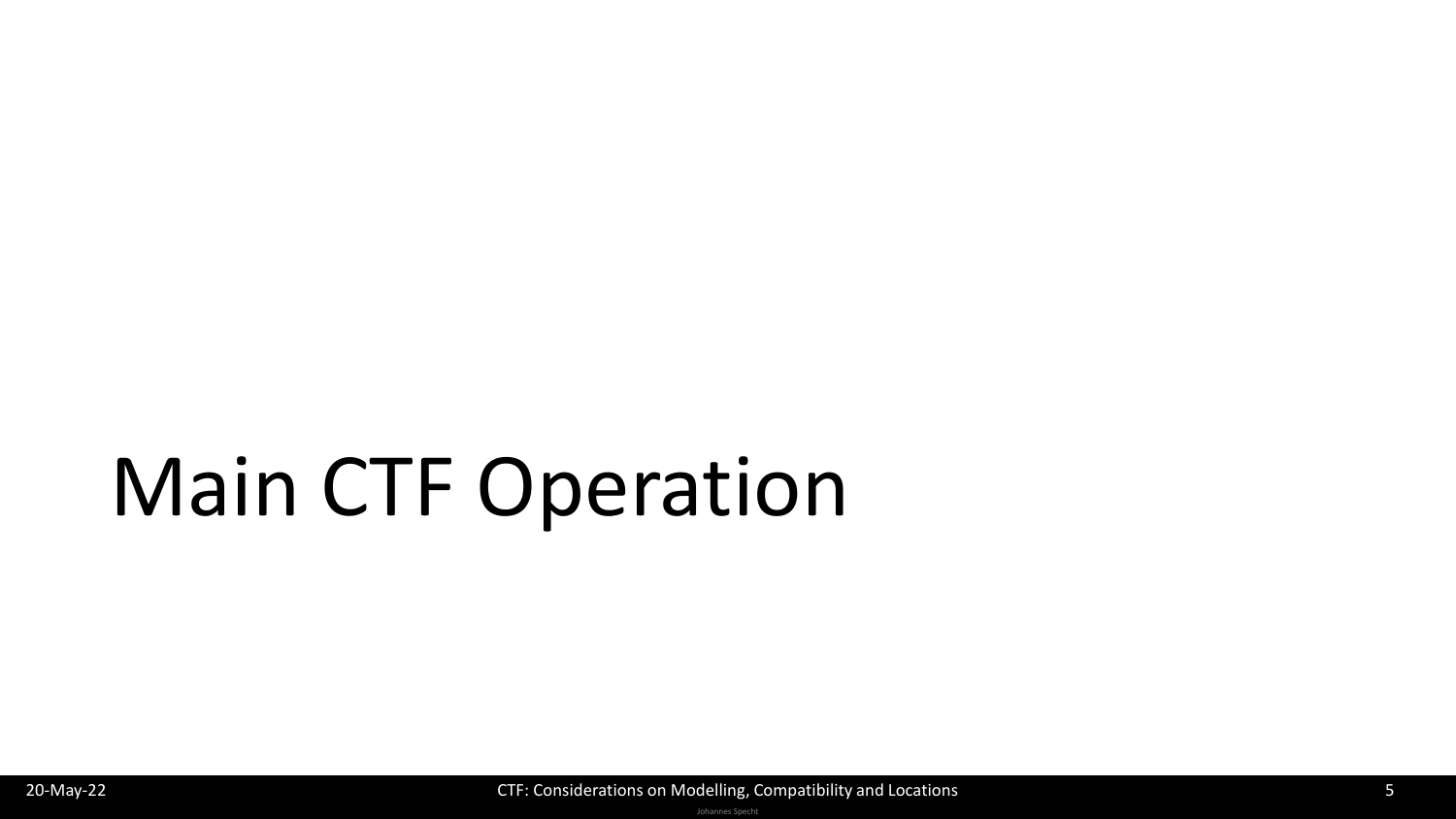# Main CTF Operation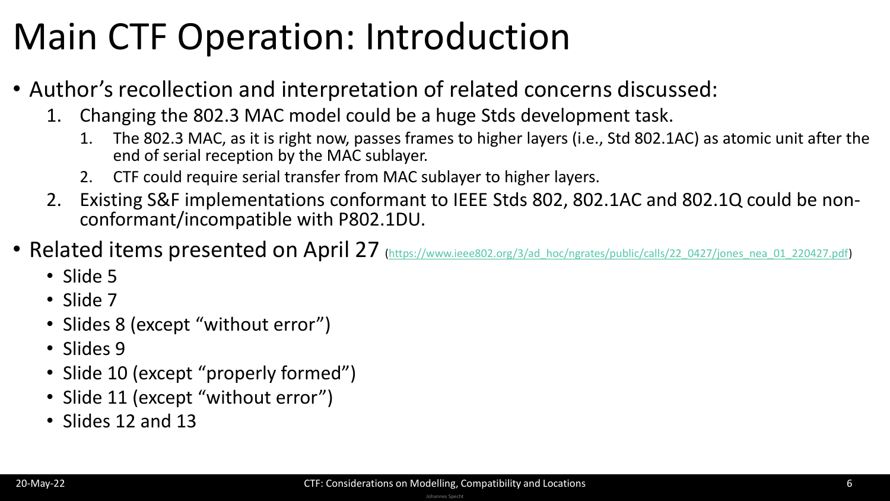# Main CTF Operation: Introduction

- Author's recollection and interpretation of related concerns discussed:
  1. Changing the 802.3 MAC model could be a huge Stds development task.
     1. The 802.3 MAC, as it is right now, passes frames to higher layers (i.e., Std 802.1AC) as atomic unit after the end of serial reception by the MAC sublayer.
     2. CTF could require serial transfer from MAC sublayer to higher layers.
  2. Existing S&F implementations conformant to IEEE Stds 802, 802.1AC and 802.1Q could be non-conformant/incompatible with P802.1DU.
- Related items presented on April 27 (https://www.ieee802.org/3/ad_hoc/ngrates/public/calls/22_0427/jones_nea_01_220427.pdf)
  - Slide 5
  - Slide 7
  - Slides 8 (except "without error")
  - Slides 9
  - Slide 10 (except "properly formed")
  - Slide 11 (except "without error")
  - Slides 12 and 13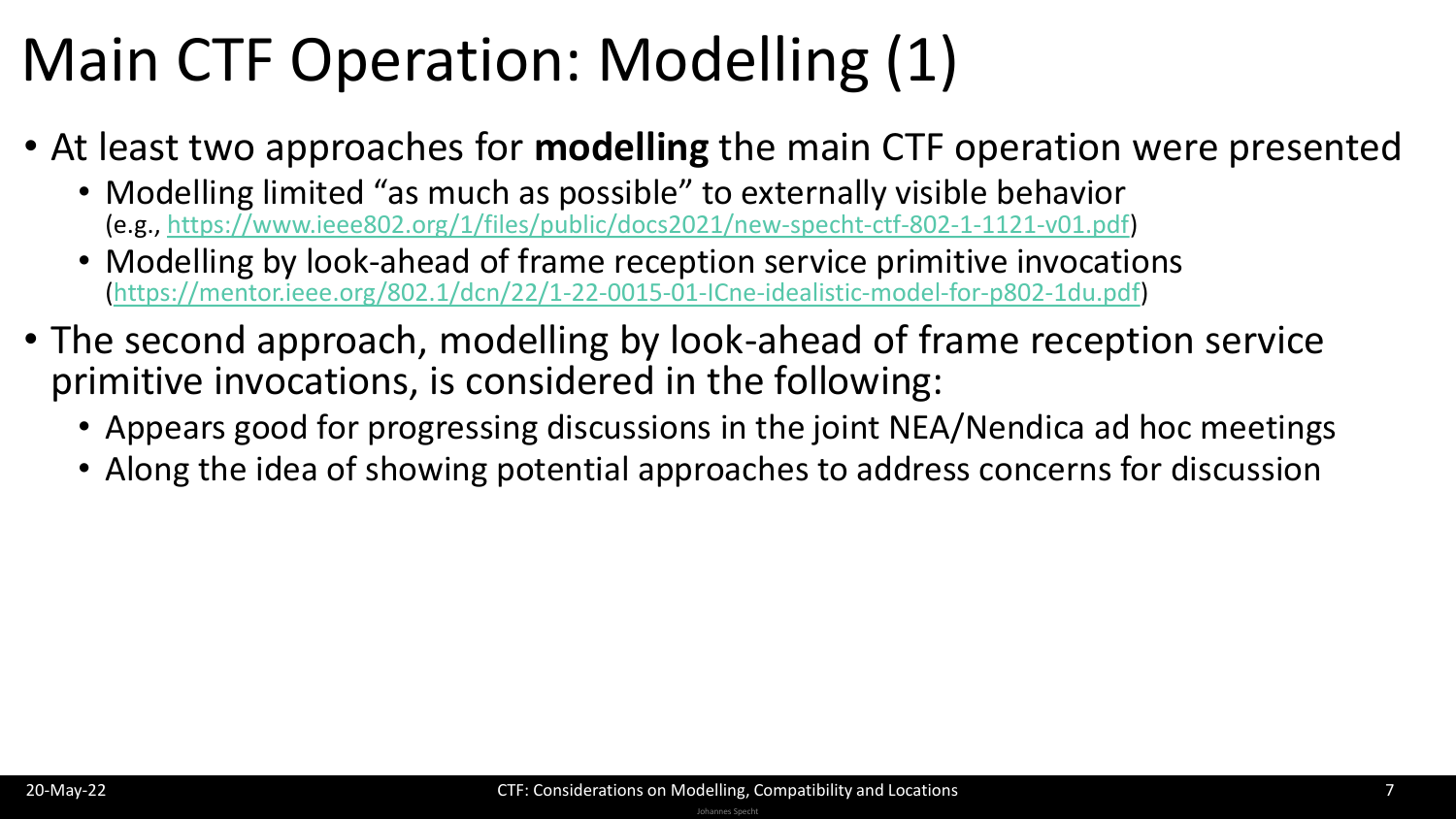# Main CTF Operation: Modelling (1)

- At least two approaches for **modelling** the main CTF operation were presented
  - Modelling limited "as much as possible" to externally visible behavior (e.g., https://www.ieee802.org/1/files/public/docs2021/new-specht-ctf-802-1-1121-v01.pdf)
  - Modelling by look-ahead of frame reception service primitive invocations (https://mentor.ieee.org/802.1/dcn/22/1-22-0015-01-ICne-idealistic-model-for-p802-1du.pdf)
- The second approach, modelling by look-ahead of frame reception service primitive invocations, is considered in the following:
  - Appears good for progressing discussions in the joint NEA/Nendica ad hoc meetings
  - Along the idea of showing potential approaches to address concerns for discussion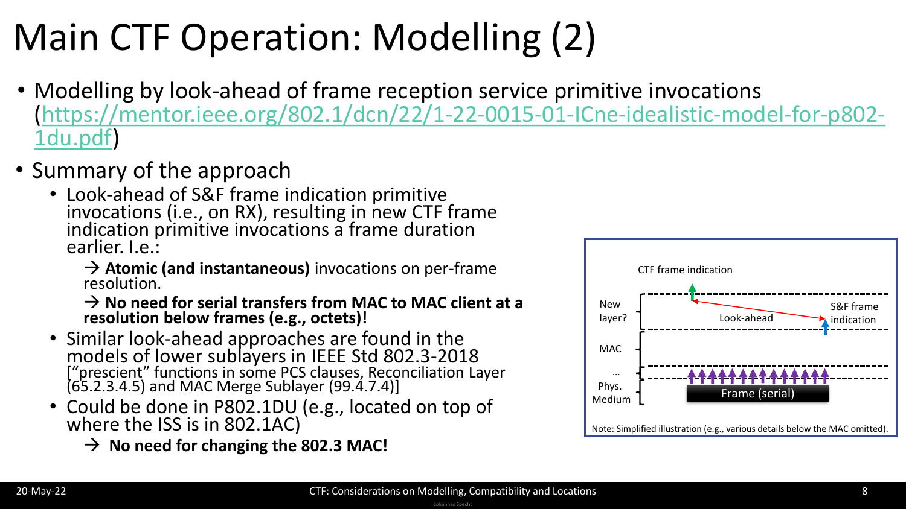# Main CTF Operation: Modelling (2)

- Modelling by look-ahead of frame reception service primitive invocations (https://mentor.ieee.org/802.1/dcn/22/1-22-0015-01-ICne-idealistic-model-for-p802-1du.pdf)
- Summary of the approach
  - Look-ahead of S&F frame indication primitive invocations (i.e., on RX), resulting in new CTF frame indication primitive invocations a frame duration earlier. I.e.:

    → **Atomic (and instantaneous)** invocations on per-frame resolution.

    → **No need for serial transfers from MAC to MAC client at a resolution below frames (e.g., octets)!**
  - Similar look-ahead approaches are found in the models of lower sublayers in IEEE Std 802.3-2018 ["prescient" functions in some PCS clauses, Reconciliation Layer (65.2.3.4.5) and MAC Merge Sublayer (99.4.7.4)]
  - Could be done in P802.1DU (e.g., located on top of where the ISS is in 802.1AC)

    → **No need for changing the 802.3 MAC!**

CTF frame indication

New layer?

Look-ahead

S&F frame indication

MAC

…

Phys. Medium

Frame (serial)

Note: Simplified illustration (e.g., various details below the MAC omitted).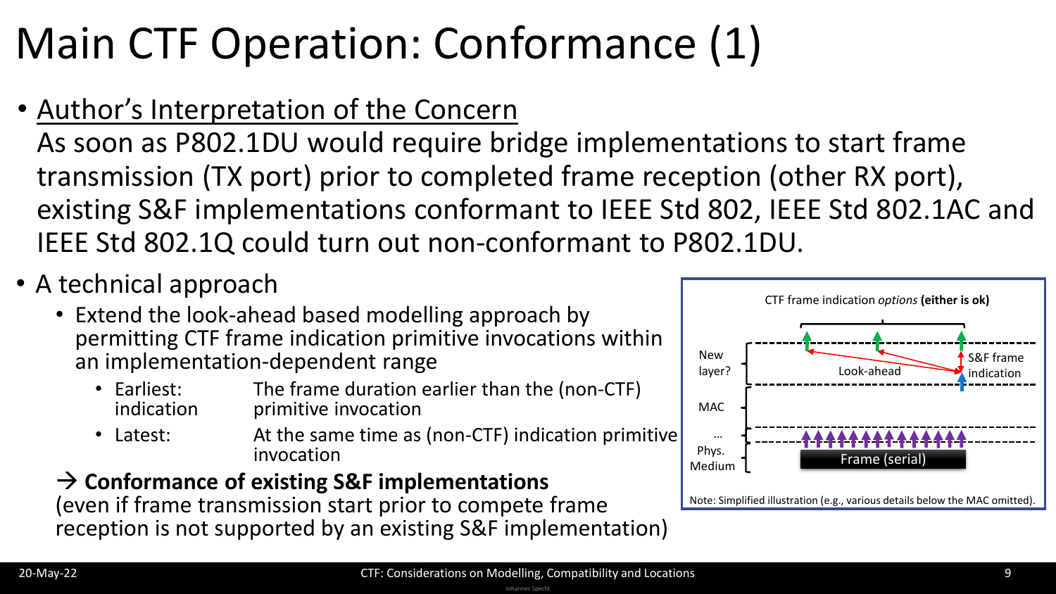# Main CTF Operation: Conformance (1)

- Author's Interpretation of the Concern
  As soon as P802.1DU would require bridge implementations to start frame transmission (TX port) prior to completed frame reception (other RX port), existing S&F implementations conformant to IEEE Std 802, IEEE Std 802.1AC and IEEE Std 802.1Q could turn out non-conformant to P802.1DU.
- A technical approach
  - Extend the look-ahead based modelling approach by permitting CTF frame indication primitive invocations within an implementation-dependent range
    - Earliest indication: The frame duration earlier than the (non-CTF) primitive invocation
    - Latest: At the same time as (non-CTF) indication primitive invocation

  → **Conformance of existing S&F implementations**
  (even if frame transmission start prior to compete frame reception is not supported by an existing S&F implementation)

CTF frame indication *options* **(either is ok)**

New layer? | Look-ahead | S&F frame indication

MAC

…

Phys. Medium | Frame (serial)

Note: Simplified illustration (e.g., various details below the MAC omitted).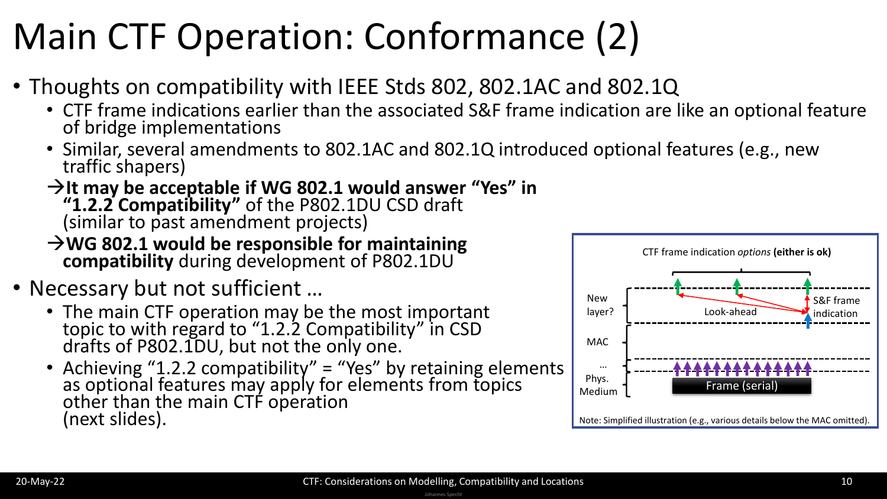# Main CTF Operation: Conformance (2)

- Thoughts on compatibility with IEEE Stds 802, 802.1AC and 802.1Q
  - CTF frame indications earlier than the associated S&F frame indication are like an optional feature of bridge implementations
  - Similar, several amendments to 802.1AC and 802.1Q introduced optional features (e.g., new traffic shapers)

  →**It may be acceptable if WG 802.1 would answer "Yes" in "1.2.2 Compatibility"** of the P802.1DU CSD draft (similar to past amendment projects)

  →**WG 802.1 would be responsible for maintaining compatibility** during development of P802.1DU

- Necessary but not sufficient …
  - The main CTF operation may be the most important topic to with regard to "1.2.2 Compatibility" in CSD drafts of P802.1DU, but not the only one.
  - Achieving "1.2.2 compatibility" = "Yes" by retaining elements as optional features may apply for elements from topics other than the main CTF operation (next slides).

CTF frame indication *options* **(either is ok)**

New layer? | Look-ahead | S&F frame indication

MAC

…

Phys. Medium | Frame (serial)

Note: Simplified illustration (e.g., various details below the MAC omitted).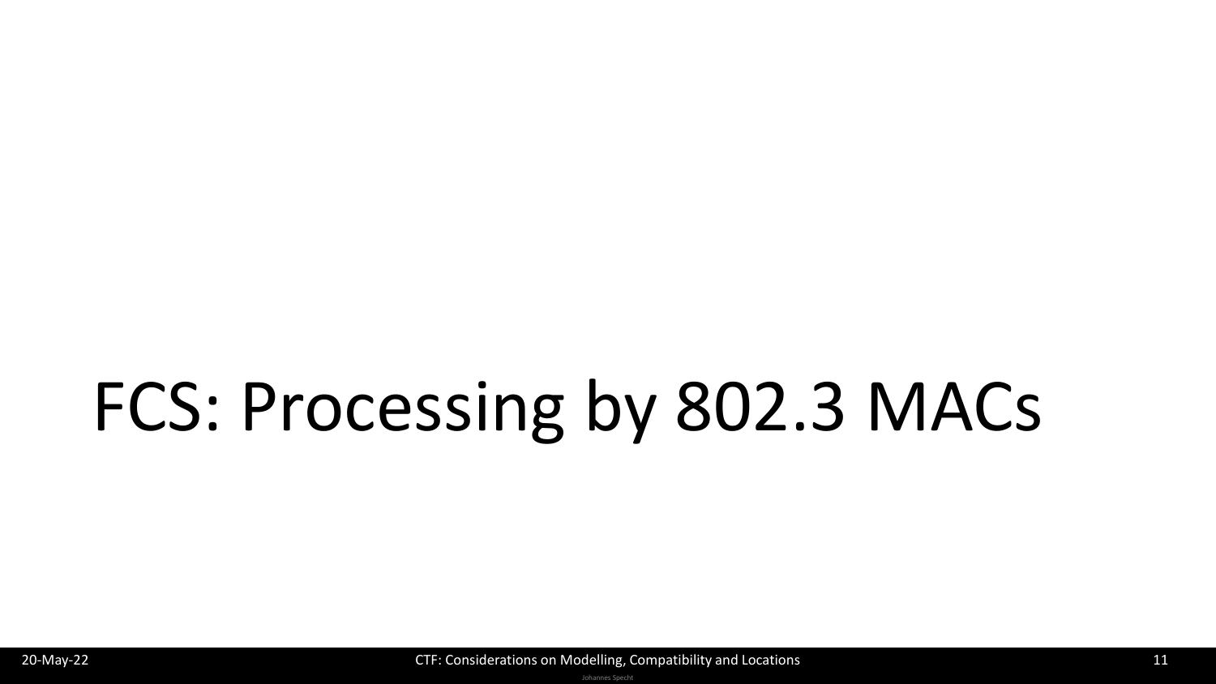# FCS: Processing by 802.3 MACs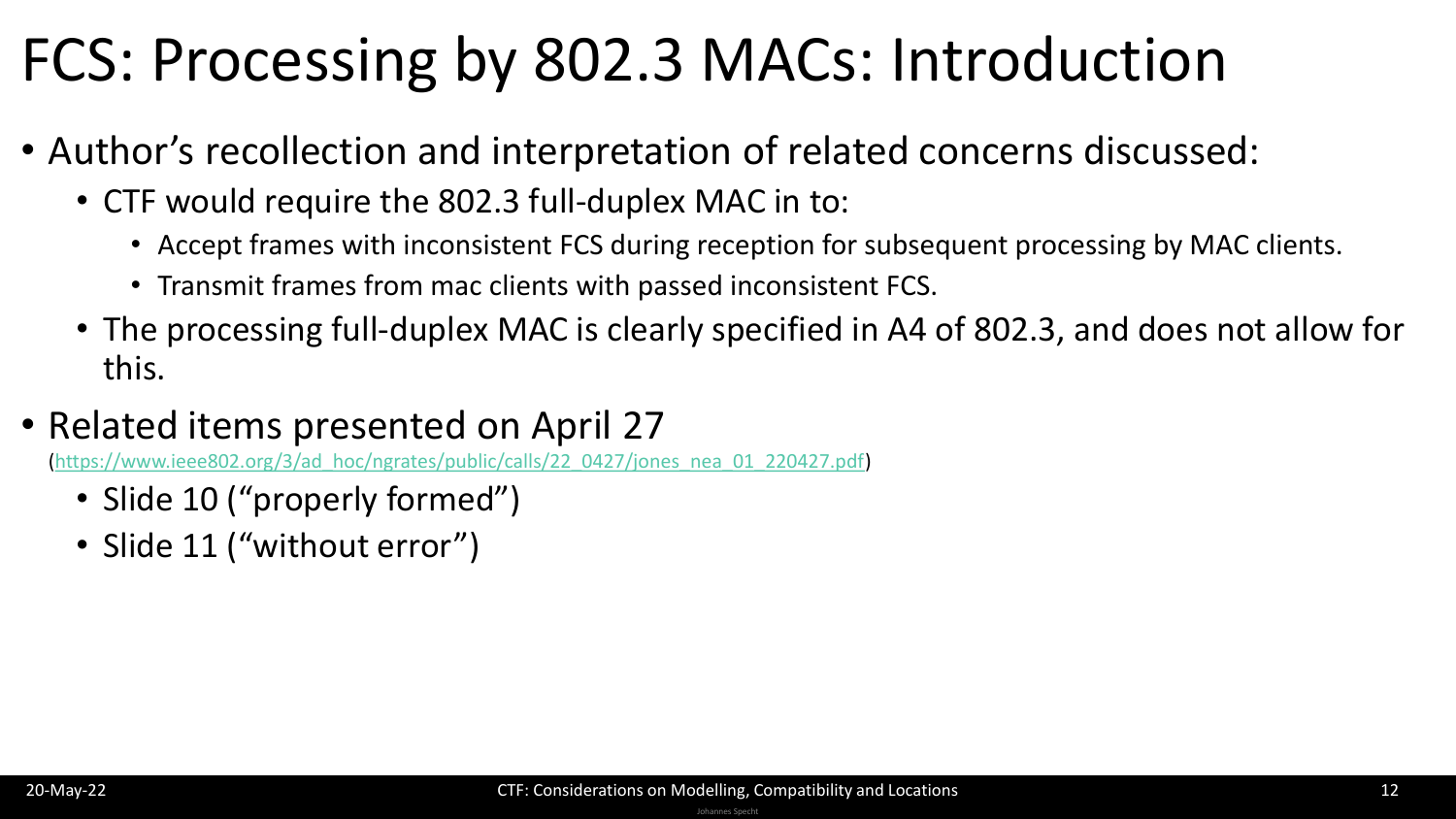# FCS: Processing by 802.3 MACs: Introduction

- Author's recollection and interpretation of related concerns discussed:
  - CTF would require the 802.3 full-duplex MAC in to:
    - Accept frames with inconsistent FCS during reception for subsequent processing by MAC clients.
    - Transmit frames from mac clients with passed inconsistent FCS.
  - The processing full-duplex MAC is clearly specified in A4 of 802.3, and does not allow for this.
- Related items presented on April 27 (https://www.ieee802.org/3/ad_hoc/ngrates/public/calls/22_0427/jones_nea_01_220427.pdf)
  - Slide 10 ("properly formed")
  - Slide 11 ("without error")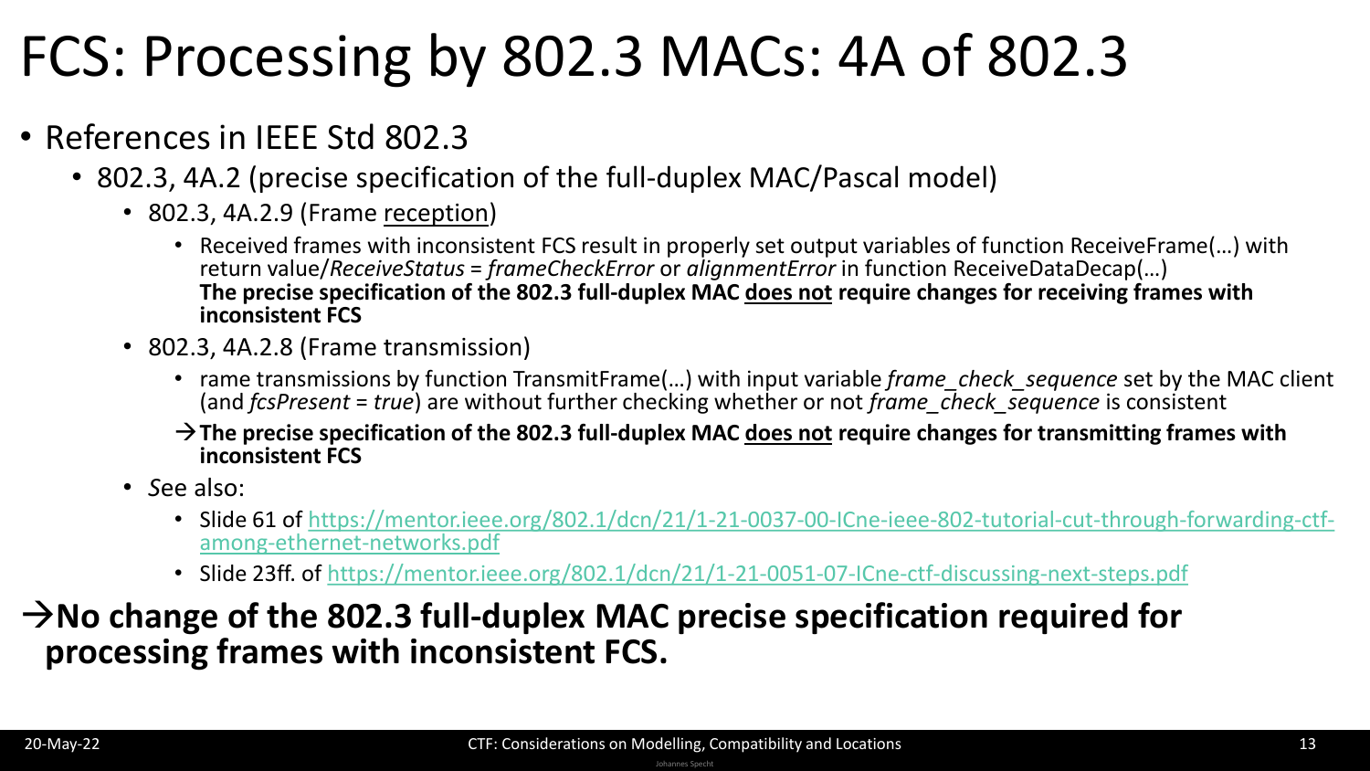# FCS: Processing by 802.3 MACs: 4A of 802.3

- References in IEEE Std 802.3
  - 802.3, 4A.2 (precise specification of the full-duplex MAC/Pascal model)
    - 802.3, 4A.2.9 (Frame reception)
      - Received frames with inconsistent FCS result in properly set output variables of function ReceiveFrame(…) with return value/*ReceiveStatus* = *frameCheckError* or *alignmentError* in function ReceiveDataDecap(…)
        **The precise specification of the 802.3 full-duplex MAC does not require changes for receiving frames with inconsistent FCS**
    - 802.3, 4A.2.8 (Frame transmission)
      - rame transmissions by function TransmitFrame(…) with input variable *frame_check_sequence* set by the MAC client (and *fcsPresent* = *true*) are without further checking whether or not *frame_check_sequence* is consistent

      →**The precise specification of the 802.3 full-duplex MAC does not require changes for transmitting frames with inconsistent FCS**
    - *S*ee also:
      - Slide 61 of https://mentor.ieee.org/802.1/dcn/21/1-21-0037-00-ICne-ieee-802-tutorial-cut-through-forwarding-ctf-among-ethernet-networks.pdf
      - Slide 23ff. of https://mentor.ieee.org/802.1/dcn/21/1-21-0051-07-ICne-ctf-discussing-next-steps.pdf

→**No change of the 802.3 full-duplex MAC precise specification required for processing frames with inconsistent FCS.**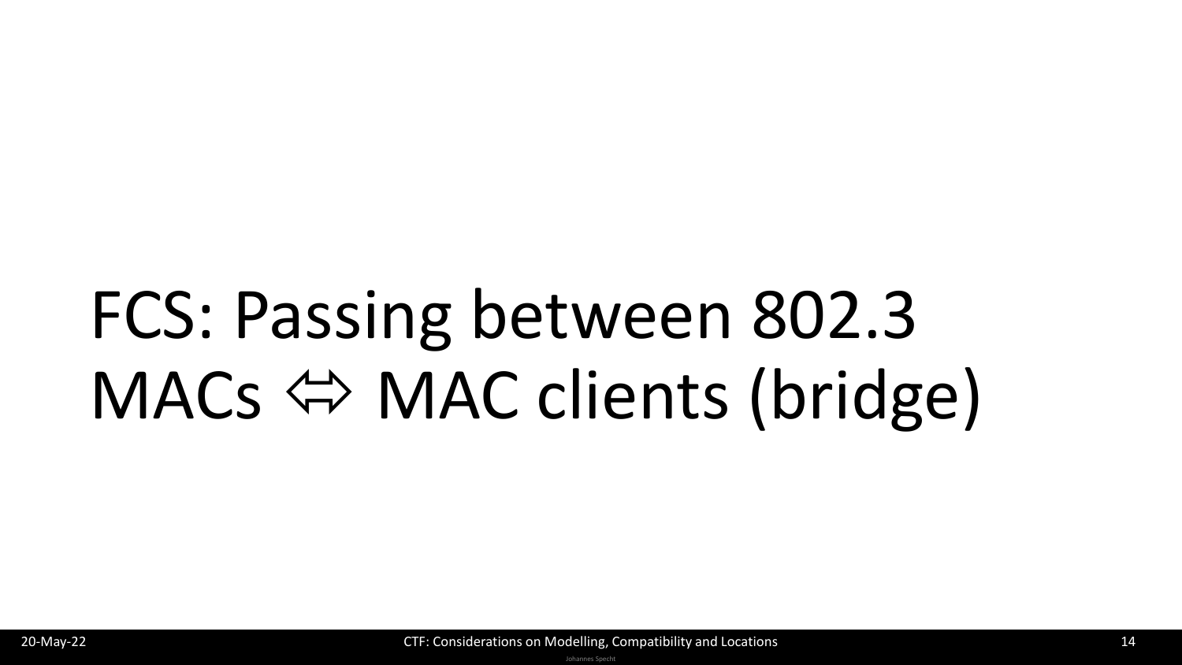# FCS: Passing between 802.3 MACs ⇔ MAC clients (bridge)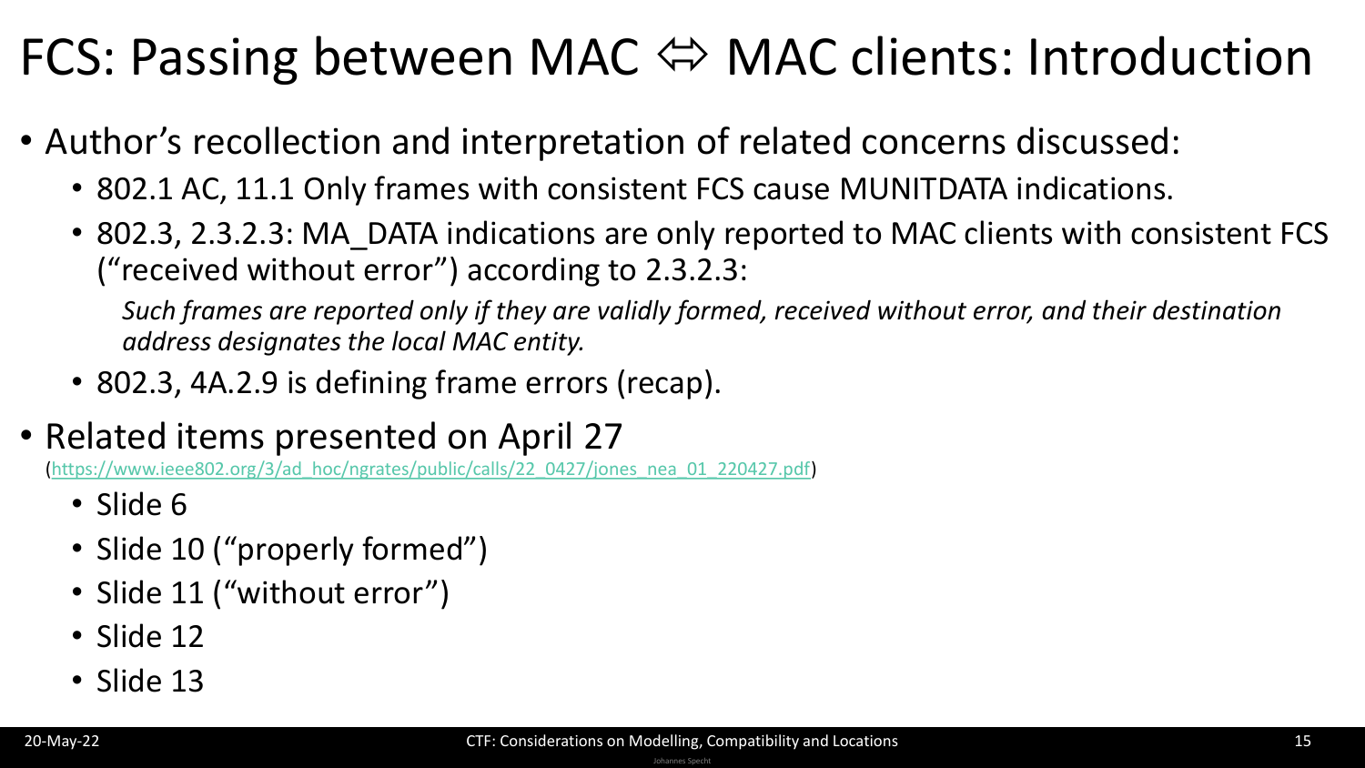# FCS: Passing between MAC ⇔ MAC clients: Introduction

- Author's recollection and interpretation of related concerns discussed:
  - 802.1 AC, 11.1 Only frames with consistent FCS cause MUNITDATA indications.
  - 802.3, 2.3.2.3: MA_DATA indications are only reported to MAC clients with consistent FCS ("received without error") according to 2.3.2.3:

    *Such frames are reported only if they are validly formed, received without error, and their destination address designates the local MAC entity.*
  - 802.3, 4A.2.9 is defining frame errors (recap).
- Related items presented on April 27 ([https://www.ieee802.org/3/ad_hoc/ngrates/public/calls/22_0427/jones_nea_01_220427.pdf](https://www.ieee802.org/3/ad_hoc/ngrates/public/calls/22_0427/jones_nea_01_220427.pdf))
  - Slide 6
  - Slide 10 ("properly formed")
  - Slide 11 ("without error")
  - Slide 12
  - Slide 13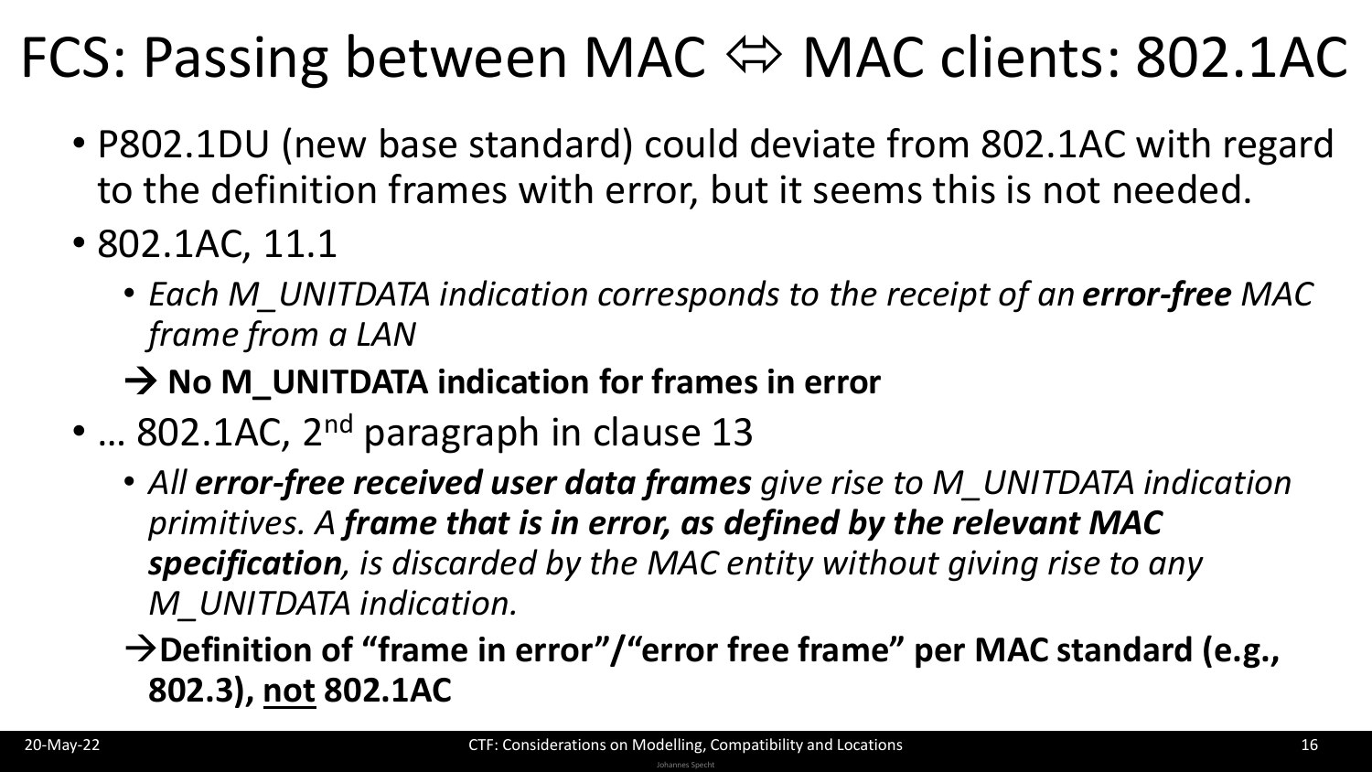# FCS: Passing between MAC ⇔ MAC clients: 802.1AC

- P802.1DU (new base standard) could deviate from 802.1AC with regard to the definition frames with error, but it seems this is not needed.
- 802.1AC, 11.1
  - *Each M_UNITDATA indication corresponds to the receipt of an* ***error-free*** *MAC frame from a LAN*

  → **No M_UNITDATA indication for frames in error**
- … 802.1AC, 2nd paragraph in clause 13
  - *All* ***error-free received user data frames*** *give rise to M_UNITDATA indication primitives. A* ***frame that is in error, as defined by the relevant MAC specification****, is discarded by the MAC entity without giving rise to any M_UNITDATA indication.*

  →**Definition of "frame in error"/"error free frame" per MAC standard (e.g., 802.3), <u>not</u> 802.1AC**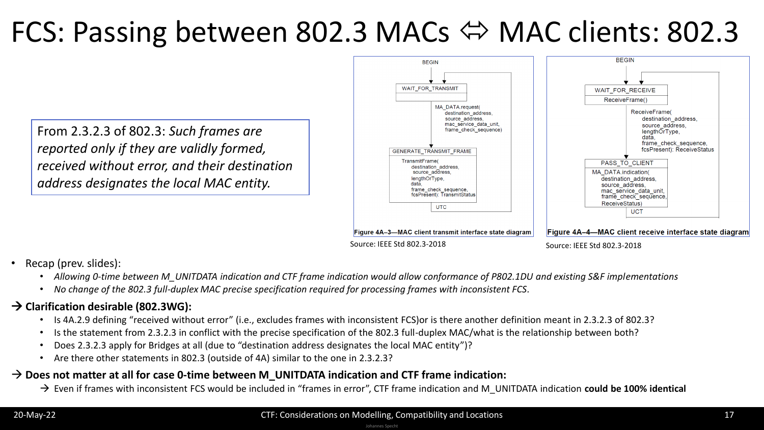# FCS: Passing between 802.3 MACs ⬄ MAC clients: 802.3

From 2.3.2.3 of 802.3: *Such frames are reported only if they are validly formed, received without error, and their destination address designates the local MAC entity.*

BEGIN

WAIT_FOR_TRANSMIT

MA_DATA.request(
destination_address,
source_address,
mac_service_data_unit,
frame_check_sequence)

GENERATE_TRANSMIT_FRAME

TransmitFrame(
destination_address,
source_address,
lengthOrType,
data,
frame_check_sequence,
fcsPresent): TransmitStatus

UTC

**Figure 4A–3—MAC client transmit interface state diagram**

Source: IEEE Std 802.3-2018

BEGIN

WAIT_FOR_RECEIVE

ReceiveFrame()

ReceiveFrame(
destination_address,
source_address,
lengthOrType,
data,
frame_check_sequence,
fcsPresent): ReceiveStatus

PASS_TO_CLIENT

MA_DATA.indication(
destination_address,
source_address,
mac_service_data_unit,
frame_check_sequence,
ReceiveStatus)

UCT

**Figure 4A–4—MAC client receive interface state diagram**

Source: IEEE Std 802.3-2018

- Recap (prev. slides):
  - *Allowing 0-time between M_UNITDATA indication and CTF frame indication would allow conformance of P802.1DU and existing S&F implementations*
  - *No change of the 802.3 full-duplex MAC precise specification required for processing frames with inconsistent FCS.*

**→ Clarification desirable (802.3WG):**

- Is 4A.2.9 defining "received without error" (i.e., excludes frames with inconsistent FCS)or is there another definition meant in 2.3.2.3 of 802.3?
- Is the statement from 2.3.2.3 in conflict with the precise specification of the 802.3 full-duplex MAC/what is the relationship between both?
- Does 2.3.2.3 apply for Bridges at all (due to "destination address designates the local MAC entity")?
- Are there other statements in 802.3 (outside of 4A) similar to the one in 2.3.2.3?

**→ Does not matter at all for case 0-time between M_UNITDATA indication and CTF frame indication:**

→ Even if frames with inconsistent FCS would be included in "frames in error", CTF frame indication and M_UNITDATA indication **could be 100% identical**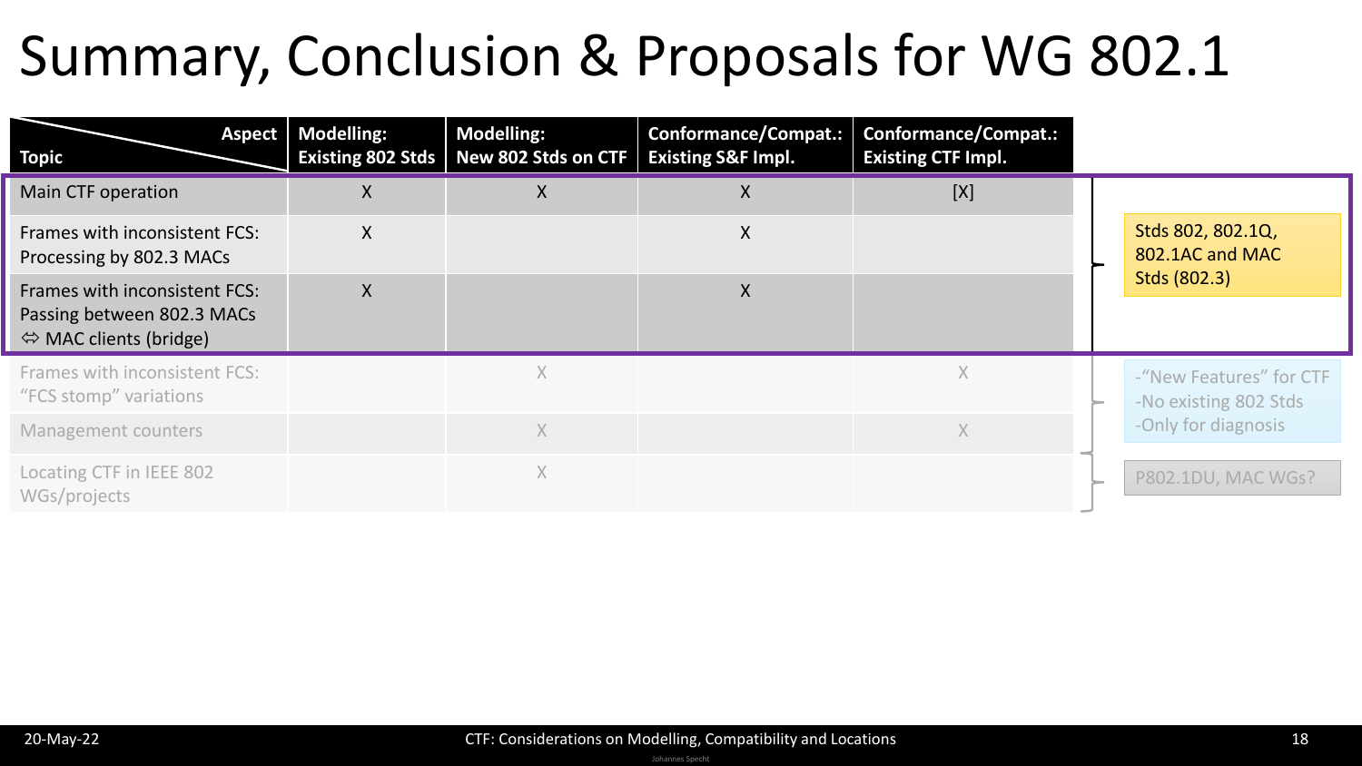# Summary, Conclusion & Proposals for WG 802.1

| Topic \ Aspect | Modelling: Existing 802 Stds | Modelling: New 802 Stds on CTF | Conformance/Compat.: Existing S&F Impl. | Conformance/Compat.: Existing CTF Impl. | |
|---|---|---|---|---|---|
| Main CTF operation | X | X | X | [X] | Stds 802, 802.1Q, 802.1AC and MAC Stds (802.3) |
| Frames with inconsistent FCS: Processing by 802.3 MACs | X | | X | | |
| Frames with inconsistent FCS: Passing between 802.3 MACs ⇔ MAC clients (bridge) | X | | X | | |
| Frames with inconsistent FCS: "FCS stomp" variations | | X | | X | -"New Features" for CTF -No existing 802 Stds -Only for diagnosis |
| Management counters | | X | | X | |
| Locating CTF in IEEE 802 WGs/projects | | X | | | P802.1DU, MAC WGs? |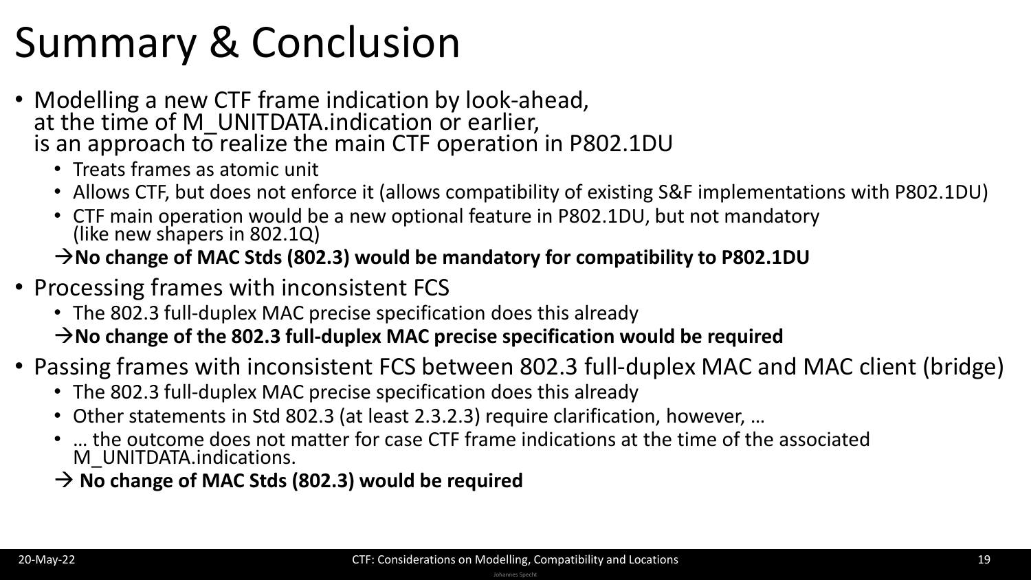# Summary & Conclusion

- Modelling a new CTF frame indication by look-ahead, at the time of M_UNITDATA.indication or earlier, is an approach to realize the main CTF operation in P802.1DU
  - Treats frames as atomic unit
  - Allows CTF, but does not enforce it (allows compatibility of existing S&F implementations with P802.1DU)
  - CTF main operation would be a new optional feature in P802.1DU, but not mandatory (like new shapers in 802.1Q)

  →**No change of MAC Stds (802.3) would be mandatory for compatibility to P802.1DU**
- Processing frames with inconsistent FCS
  - The 802.3 full-duplex MAC precise specification does this already

  →**No change of the 802.3 full-duplex MAC precise specification would be required**
- Passing frames with inconsistent FCS between 802.3 full-duplex MAC and MAC client (bridge)
  - The 802.3 full-duplex MAC precise specification does this already
  - Other statements in Std 802.3 (at least 2.3.2.3) require clarification, however, …
  - … the outcome does not matter for case CTF frame indications at the time of the associated M_UNITDATA.indications.

  → **No change of MAC Stds (802.3) would be required**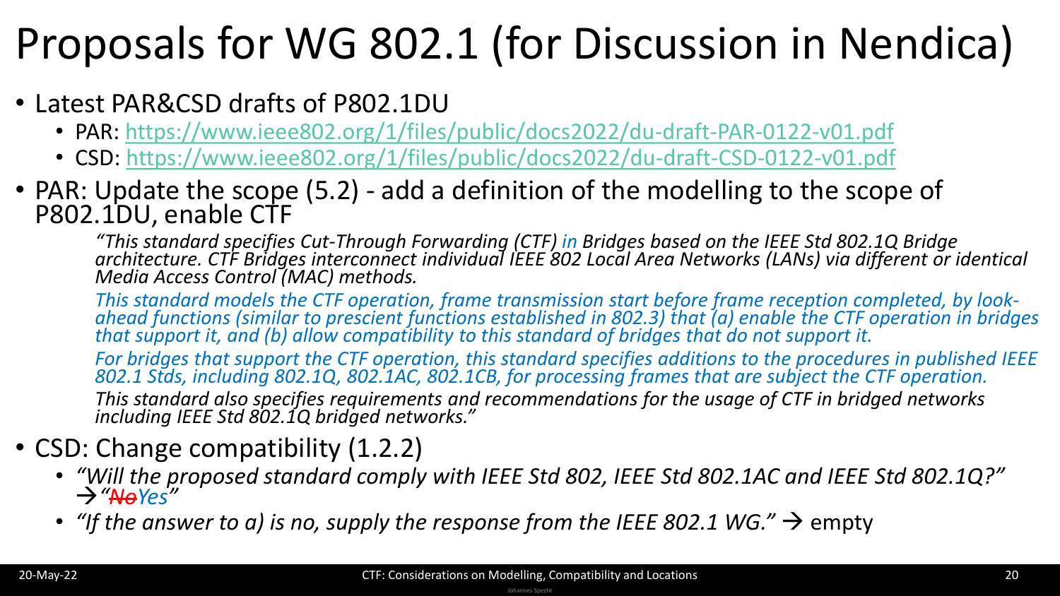# Proposals for WG 802.1 (for Discussion in Nendica)

- Latest PAR&CSD drafts of P802.1DU
  - PAR: https://www.ieee802.org/1/files/public/docs2022/du-draft-PAR-0122-v01.pdf
  - CSD: https://www.ieee802.org/1/files/public/docs2022/du-draft-CSD-0122-v01.pdf
- PAR: Update the scope (5.2) - add a definition of the modelling to the scope of P802.1DU, enable CTF

  *"This standard specifies Cut-Through Forwarding (CTF) in Bridges based on the IEEE Std 802.1Q Bridge architecture. CTF Bridges interconnect individual IEEE 802 Local Area Networks (LANs) via different or identical Media Access Control (MAC) methods.*

  *This standard models the CTF operation, frame transmission start before frame reception completed, by look-ahead functions (similar to prescient functions established in 802.3) that (a) enable the CTF operation in bridges that support it, and (b) allow compatibility to this standard of bridges that do not support it.*

  *For bridges that support the CTF operation, this standard specifies additions to the procedures in published IEEE 802.1 Stds, including 802.1Q, 802.1AC, 802.1CB, for processing frames that are subject the CTF operation.*

  *This standard also specifies requirements and recommendations for the usage of CTF in bridged networks including IEEE Std 802.1Q bridged networks."*

- CSD: Change compatibility (1.2.2)
  - *"Will the proposed standard comply with IEEE Std 802, IEEE Std 802.1AC and IEEE Std 802.1Q?"* → *"~~No~~Yes"*
  - *"If the answer to a) is no, supply the response from the IEEE 802.1 WG."* → empty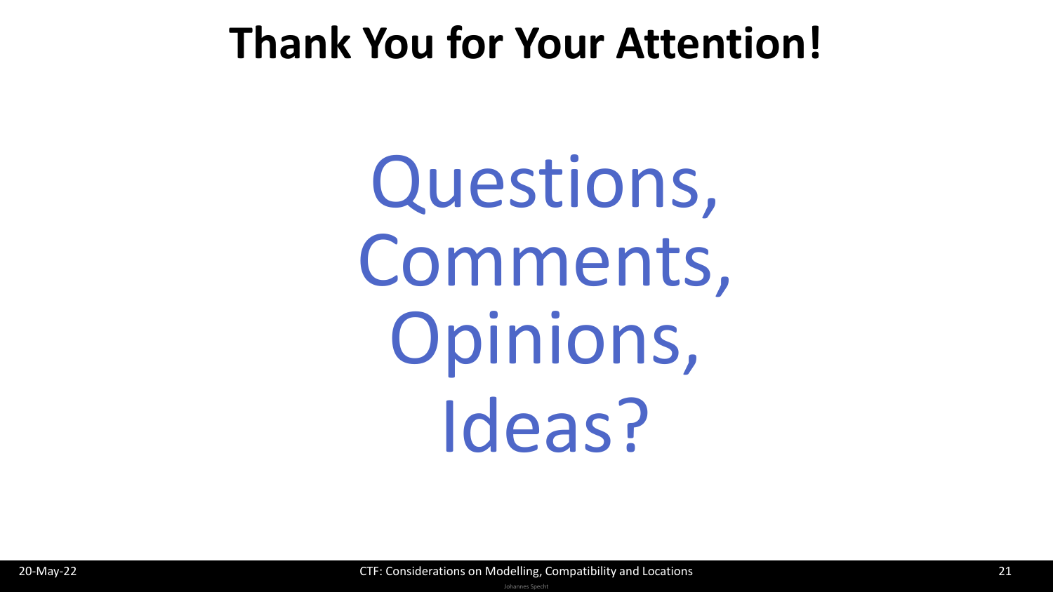# Thank You for Your Attention!

Questions,
Comments,
Opinions,
Ideas?